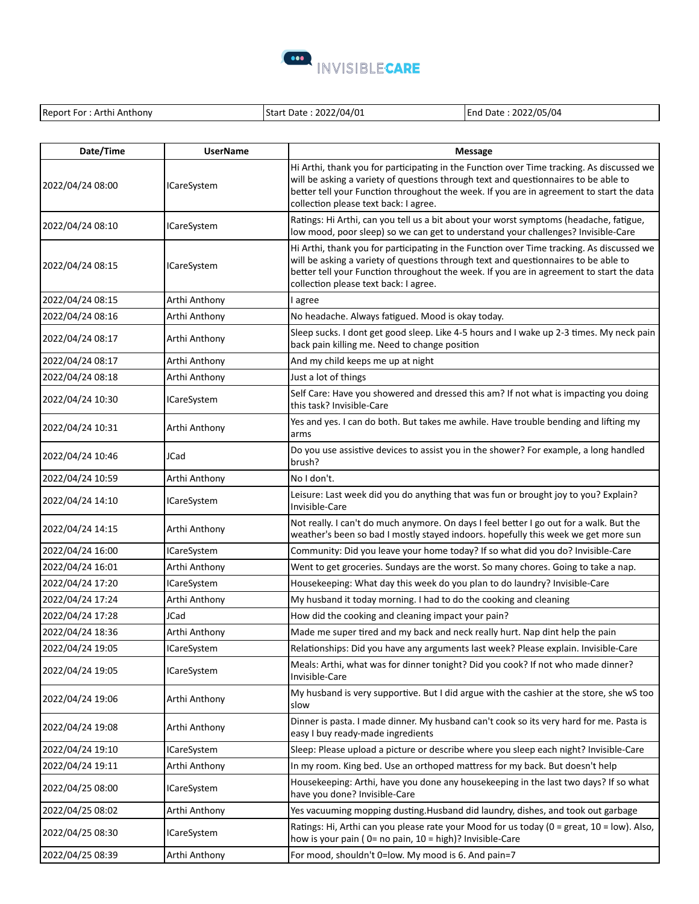INVISIBLECARE

| Report For : Arthi Anthony | Start Date : 2022/04/01 | End Date : 2022/05/04 |
|---|---|---|

| Date/Time | UserName | Message |
|---|---|---|
| 2022/04/24 08:00 | ICareSystem | Hi Arthi, thank you for participating in the Function over Time tracking. As discussed we will be asking a variety of questions through text and questionnaires to be able to better tell your Function throughout the week. If you are in agreement to start the data collection please text back: I agree. |
| 2022/04/24 08:10 | ICareSystem | Ratings: Hi Arthi, can you tell us a bit about your worst symptoms (headache, fatigue, low mood, poor sleep) so we can get to understand your challenges? Invisible-Care |
| 2022/04/24 08:15 | ICareSystem | Hi Arthi, thank you for participating in the Function over Time tracking. As discussed we will be asking a variety of questions through text and questionnaires to be able to better tell your Function throughout the week. If you are in agreement to start the data collection please text back: I agree. |
| 2022/04/24 08:15 | Arthi Anthony | I agree |
| 2022/04/24 08:16 | Arthi Anthony | No headache. Always fatigued. Mood is okay today. |
| 2022/04/24 08:17 | Arthi Anthony | Sleep sucks. I dont get good sleep. Like 4-5 hours and I wake up 2-3 times. My neck pain back pain killing me. Need to change position |
| 2022/04/24 08:17 | Arthi Anthony | And my child keeps me up at night |
| 2022/04/24 08:18 | Arthi Anthony | Just a lot of things |
| 2022/04/24 10:30 | ICareSystem | Self Care: Have you showered and dressed this am? If not what is impacting you doing this task? Invisible-Care |
| 2022/04/24 10:31 | Arthi Anthony | Yes and yes. I can do both. But takes me awhile. Have trouble bending and lifting my arms |
| 2022/04/24 10:46 | JCad | Do you use assistive devices to assist you in the shower? For example, a long handled brush? |
| 2022/04/24 10:59 | Arthi Anthony | No I don't. |
| 2022/04/24 14:10 | ICareSystem | Leisure: Last week did you do anything that was fun or brought joy to you? Explain? Invisible-Care |
| 2022/04/24 14:15 | Arthi Anthony | Not really. I can't do much anymore. On days I feel better I go out for a walk. But the weather's been so bad I mostly stayed indoors. hopefully this week we get more sun |
| 2022/04/24 16:00 | ICareSystem | Community: Did you leave your home today? If so what did you do? Invisible-Care |
| 2022/04/24 16:01 | Arthi Anthony | Went to get groceries. Sundays are the worst. So many chores. Going to take a nap. |
| 2022/04/24 17:20 | ICareSystem | Housekeeping: What day this week do you plan to do laundry? Invisible-Care |
| 2022/04/24 17:24 | Arthi Anthony | My husband it today morning. I had to do the cooking and cleaning |
| 2022/04/24 17:28 | JCad | How did the cooking and cleaning impact your pain? |
| 2022/04/24 18:36 | Arthi Anthony | Made me super tired and my back and neck really hurt. Nap dint help the pain |
| 2022/04/24 19:05 | ICareSystem | Relationships: Did you have any arguments last week? Please explain. Invisible-Care |
| 2022/04/24 19:05 | ICareSystem | Meals: Arthi, what was for dinner tonight? Did you cook? If not who made dinner? Invisible-Care |
| 2022/04/24 19:06 | Arthi Anthony | My husband is very supportive. But I did argue with the cashier at the store, she wS too slow |
| 2022/04/24 19:08 | Arthi Anthony | Dinner is pasta. I made dinner. My husband can't cook so its very hard for me. Pasta is easy I buy ready-made ingredients |
| 2022/04/24 19:10 | ICareSystem | Sleep: Please upload a picture or describe where you sleep each night? Invisible-Care |
| 2022/04/24 19:11 | Arthi Anthony | In my room. King bed. Use an orthoped mattress for my back. But doesn't help |
| 2022/04/25 08:00 | ICareSystem | Housekeeping: Arthi, have you done any housekeeping in the last two days? If so what have you done? Invisible-Care |
| 2022/04/25 08:02 | Arthi Anthony | Yes vacuuming mopping dusting.Husband did laundry, dishes, and took out garbage |
| 2022/04/25 08:30 | ICareSystem | Ratings: Hi, Arthi can you please rate your Mood for us today (0 = great, 10 = low). Also, how is your pain ( 0= no pain, 10 = high)? Invisible-Care |
| 2022/04/25 08:39 | Arthi Anthony | For mood, shouldn't 0=low. My mood is 6. And pain=7 |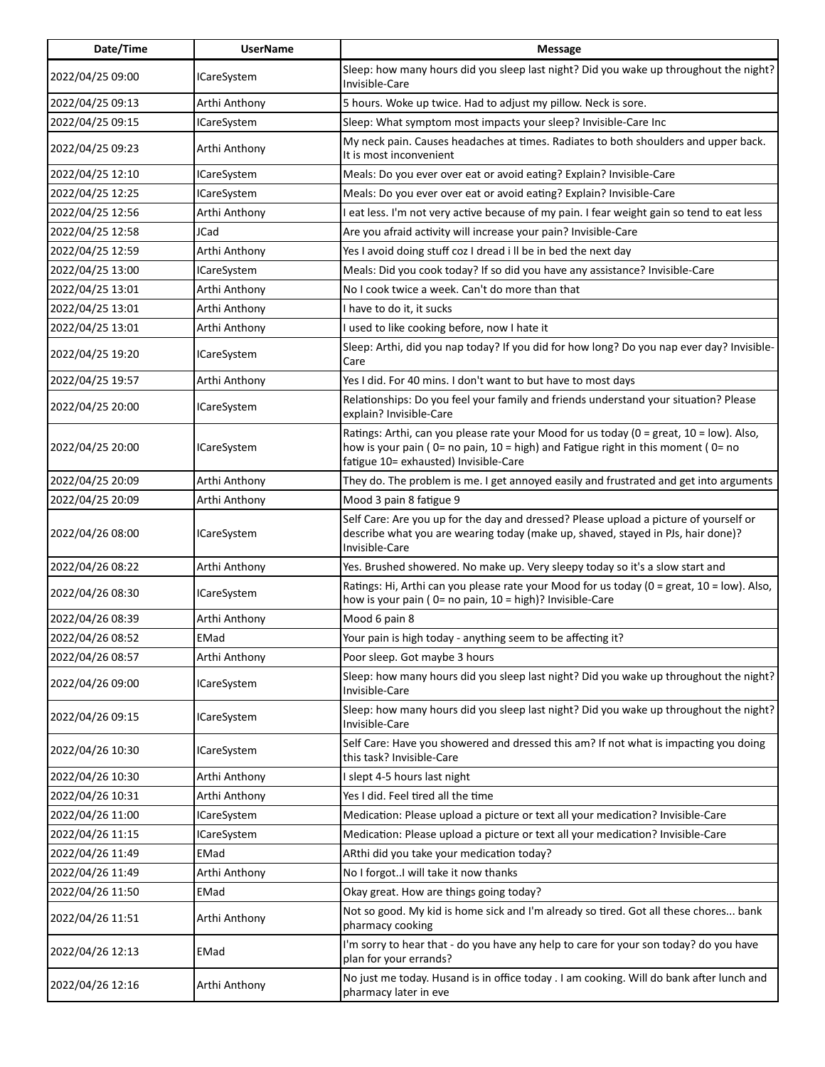| Date/Time | UserName | Message |
|---|---|---|
| 2022/04/25 09:00 | ICareSystem | Sleep: how many hours did you sleep last night? Did you wake up throughout the night? Invisible-Care |
| 2022/04/25 09:13 | Arthi Anthony | 5 hours. Woke up twice. Had to adjust my pillow. Neck is sore. |
| 2022/04/25 09:15 | ICareSystem | Sleep: What symptom most impacts your sleep? Invisible-Care Inc |
| 2022/04/25 09:23 | Arthi Anthony | My neck pain. Causes headaches at times. Radiates to both shoulders and upper back. It is most inconvenient |
| 2022/04/25 12:10 | ICareSystem | Meals: Do you ever over eat or avoid eating? Explain? Invisible-Care |
| 2022/04/25 12:25 | ICareSystem | Meals: Do you ever over eat or avoid eating? Explain? Invisible-Care |
| 2022/04/25 12:56 | Arthi Anthony | I eat less. I'm not very active because of my pain. I fear weight gain so tend to eat less |
| 2022/04/25 12:58 | JCad | Are you afraid activity will increase your pain? Invisible-Care |
| 2022/04/25 12:59 | Arthi Anthony | Yes I avoid doing stuff coz I dread i ll be in bed the next day |
| 2022/04/25 13:00 | ICareSystem | Meals: Did you cook today? If so did you have any assistance? Invisible-Care |
| 2022/04/25 13:01 | Arthi Anthony | No I cook twice a week. Can't do more than that |
| 2022/04/25 13:01 | Arthi Anthony | I have to do it, it sucks |
| 2022/04/25 13:01 | Arthi Anthony | I used to like cooking before, now I hate it |
| 2022/04/25 19:20 | ICareSystem | Sleep: Arthi, did you nap today? If you did for how long? Do you nap ever day? Invisible-Care |
| 2022/04/25 19:57 | Arthi Anthony | Yes I did. For 40 mins. I don't want to but have to most days |
| 2022/04/25 20:00 | ICareSystem | Relationships: Do you feel your family and friends understand your situation? Please explain? Invisible-Care |
| 2022/04/25 20:00 | ICareSystem | Ratings: Arthi, can you please rate your Mood for us today (0 = great, 10 = low). Also, how is your pain ( 0= no pain, 10 = high) and Fatigue right in this moment ( 0= no fatigue 10= exhausted) Invisible-Care |
| 2022/04/25 20:09 | Arthi Anthony | They do. The problem is me. I get annoyed easily and frustrated and get into arguments |
| 2022/04/25 20:09 | Arthi Anthony | Mood 3 pain 8 fatigue 9 |
| 2022/04/26 08:00 | ICareSystem | Self Care: Are you up for the day and dressed? Please upload a picture of yourself or describe what you are wearing today (make up, shaved, stayed in PJs, hair done)? Invisible-Care |
| 2022/04/26 08:22 | Arthi Anthony | Yes. Brushed showered. No make up. Very sleepy today so it's a slow start and |
| 2022/04/26 08:30 | ICareSystem | Ratings: Hi, Arthi can you please rate your Mood for us today (0 = great, 10 = low). Also, how is your pain ( 0= no pain, 10 = high)? Invisible-Care |
| 2022/04/26 08:39 | Arthi Anthony | Mood 6 pain 8 |
| 2022/04/26 08:52 | EMad | Your pain is high today - anything seem to be affecting it? |
| 2022/04/26 08:57 | Arthi Anthony | Poor sleep. Got maybe 3 hours |
| 2022/04/26 09:00 | ICareSystem | Sleep: how many hours did you sleep last night? Did you wake up throughout the night? Invisible-Care |
| 2022/04/26 09:15 | ICareSystem | Sleep: how many hours did you sleep last night? Did you wake up throughout the night? Invisible-Care |
| 2022/04/26 10:30 | ICareSystem | Self Care: Have you showered and dressed this am? If not what is impacting you doing this task? Invisible-Care |
| 2022/04/26 10:30 | Arthi Anthony | I slept 4-5 hours last night |
| 2022/04/26 10:31 | Arthi Anthony | Yes I did. Feel tired all the time |
| 2022/04/26 11:00 | ICareSystem | Medication: Please upload a picture or text all your medication? Invisible-Care |
| 2022/04/26 11:15 | ICareSystem | Medication: Please upload a picture or text all your medication? Invisible-Care |
| 2022/04/26 11:49 | EMad | ARthi did you take your medication today? |
| 2022/04/26 11:49 | Arthi Anthony | No I forgot..I will take it now thanks |
| 2022/04/26 11:50 | EMad | Okay great. How are things going today? |
| 2022/04/26 11:51 | Arthi Anthony | Not so good. My kid is home sick and I'm already so tired. Got all these chores... bank pharmacy cooking |
| 2022/04/26 12:13 | EMad | I'm sorry to hear that - do you have any help to care for your son today? do you have plan for your errands? |
| 2022/04/26 12:16 | Arthi Anthony | No just me today. Husand is in office today . I am cooking. Will do bank after lunch and pharmacy later in eve |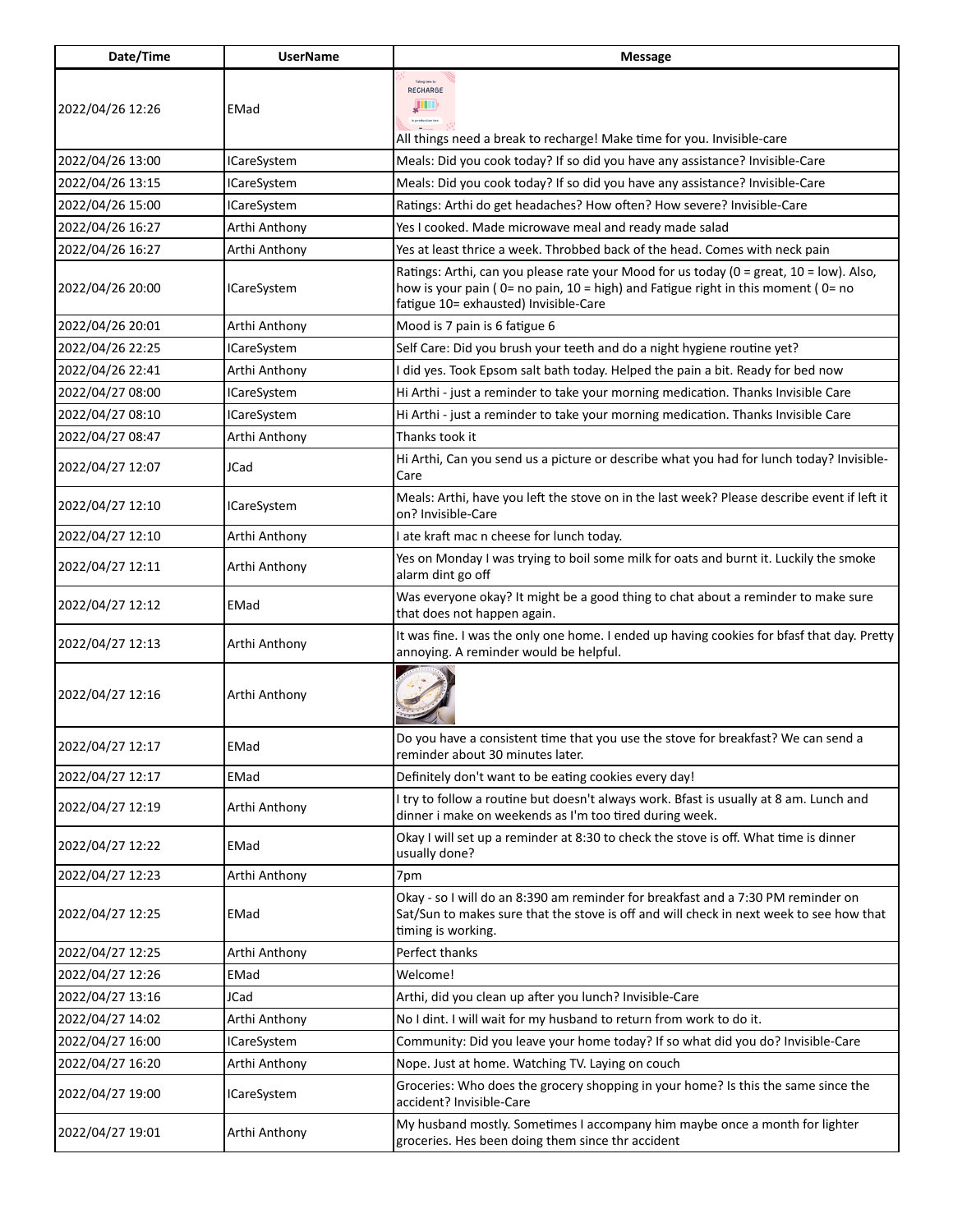| Date/Time | UserName | Message |
| --- | --- | --- |
| 2022/04/26 12:26 | EMad | All things need a break to recharge! Make time for you. Invisible-care |
| 2022/04/26 13:00 | ICareSystem | Meals: Did you cook today? If so did you have any assistance? Invisible-Care |
| 2022/04/26 13:15 | ICareSystem | Meals: Did you cook today? If so did you have any assistance? Invisible-Care |
| 2022/04/26 15:00 | ICareSystem | Ratings: Arthi do get headaches? How often? How severe? Invisible-Care |
| 2022/04/26 16:27 | Arthi Anthony | Yes I cooked. Made microwave meal and ready made salad |
| 2022/04/26 16:27 | Arthi Anthony | Yes at least thrice a week. Throbbed back of the head. Comes with neck pain |
| 2022/04/26 20:00 | ICareSystem | Ratings: Arthi, can you please rate your Mood for us today (0 = great, 10 = low). Also, how is your pain ( 0= no pain, 10 = high) and Fatigue right in this moment ( 0= no fatigue 10= exhausted) Invisible-Care |
| 2022/04/26 20:01 | Arthi Anthony | Mood is 7 pain is 6 fatigue 6 |
| 2022/04/26 22:25 | ICareSystem | Self Care: Did you brush your teeth and do a night hygiene routine yet? |
| 2022/04/26 22:41 | Arthi Anthony | I did yes. Took Epsom salt bath today. Helped the pain a bit. Ready for bed now |
| 2022/04/27 08:00 | ICareSystem | Hi Arthi - just a reminder to take your morning medication. Thanks Invisible Care |
| 2022/04/27 08:10 | ICareSystem | Hi Arthi - just a reminder to take your morning medication. Thanks Invisible Care |
| 2022/04/27 08:47 | Arthi Anthony | Thanks took it |
| 2022/04/27 12:07 | JCad | Hi Arthi, Can you send us a picture or describe what you had for lunch today? Invisible-Care |
| 2022/04/27 12:10 | ICareSystem | Meals: Arthi, have you left the stove on in the last week? Please describe event if left it on? Invisible-Care |
| 2022/04/27 12:10 | Arthi Anthony | I ate kraft mac n cheese for lunch today. |
| 2022/04/27 12:11 | Arthi Anthony | Yes on Monday I was trying to boil some milk for oats and burnt it. Luckily the smoke alarm dint go off |
| 2022/04/27 12:12 | EMad | Was everyone okay? It might be a good thing to chat about a reminder to make sure that does not happen again. |
| 2022/04/27 12:13 | Arthi Anthony | It was fine. I was the only one home. I ended up having cookies for bfasf that day. Pretty annoying. A reminder would be helpful. |
| 2022/04/27 12:16 | Arthi Anthony | |
| 2022/04/27 12:17 | EMad | Do you have a consistent time that you use the stove for breakfast? We can send a reminder about 30 minutes later. |
| 2022/04/27 12:17 | EMad | Definitely don't want to be eating cookies every day! |
| 2022/04/27 12:19 | Arthi Anthony | I try to follow a routine but doesn't always work. Bfast is usually at 8 am. Lunch and dinner i make on weekends as I'm too tired during week. |
| 2022/04/27 12:22 | EMad | Okay I will set up a reminder at 8:30 to check the stove is off. What time is dinner usually done? |
| 2022/04/27 12:23 | Arthi Anthony | 7pm |
| 2022/04/27 12:25 | EMad | Okay - so I will do an 8:390 am reminder for breakfast and a 7:30 PM reminder on Sat/Sun to makes sure that the stove is off and will check in next week to see how that timing is working. |
| 2022/04/27 12:25 | Arthi Anthony | Perfect thanks |
| 2022/04/27 12:26 | EMad | Welcome! |
| 2022/04/27 13:16 | JCad | Arthi, did you clean up after you lunch? Invisible-Care |
| 2022/04/27 14:02 | Arthi Anthony | No I dint. I will wait for my husband to return from work to do it. |
| 2022/04/27 16:00 | ICareSystem | Community: Did you leave your home today? If so what did you do? Invisible-Care |
| 2022/04/27 16:20 | Arthi Anthony | Nope. Just at home. Watching TV. Laying on couch |
| 2022/04/27 19:00 | ICareSystem | Groceries: Who does the grocery shopping in your home? Is this the same since the accident? Invisible-Care |
| 2022/04/27 19:01 | Arthi Anthony | My husband mostly. Sometimes I accompany him maybe once a month for lighter groceries. Hes been doing them since thr accident |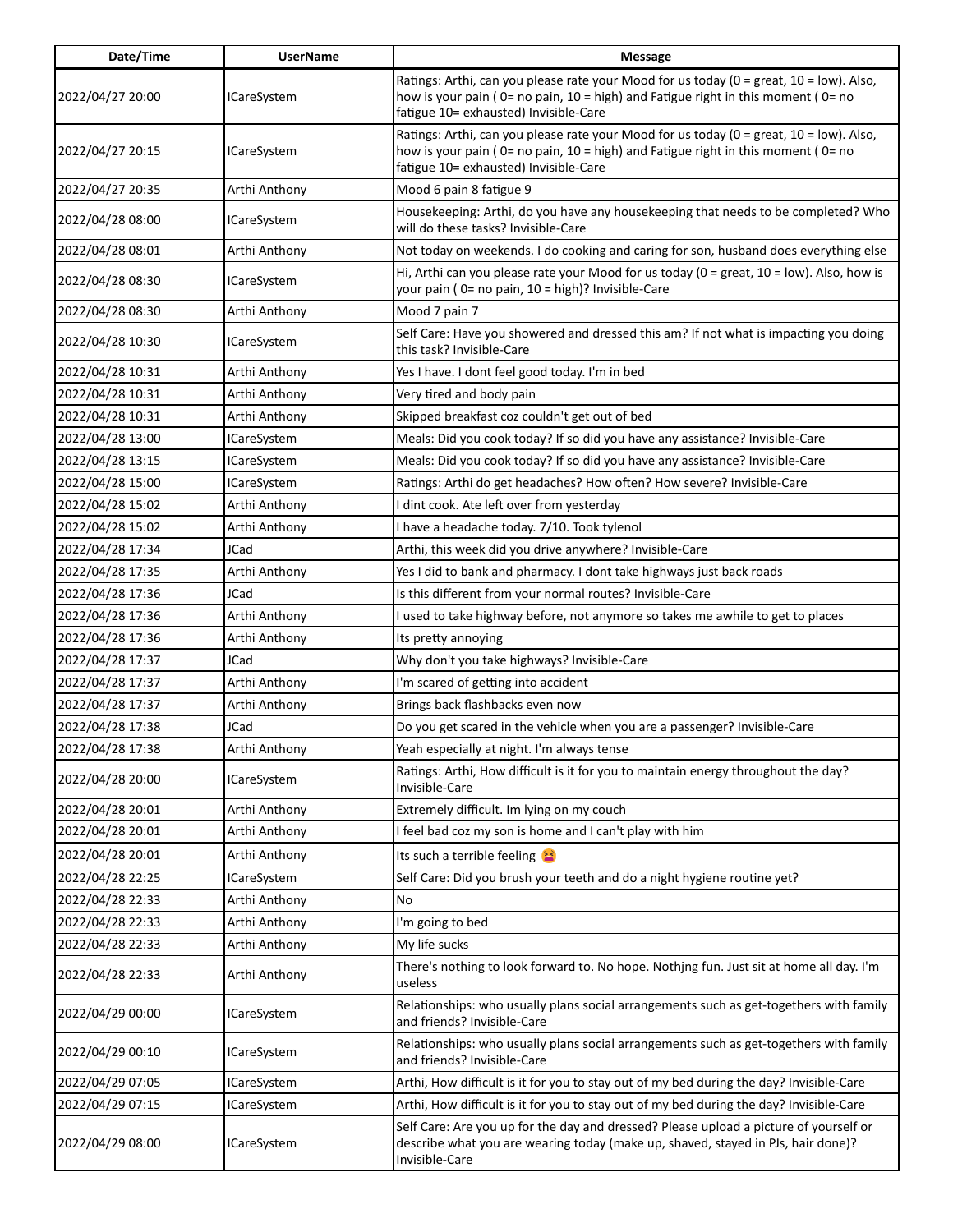| Date/Time | UserName | Message |
| --- | --- | --- |
| 2022/04/27 20:00 | ICareSystem | Ratings: Arthi, can you please rate your Mood for us today (0 = great, 10 = low). Also, how is your pain ( 0= no pain, 10 = high) and Fatigue right in this moment ( 0= no fatigue 10= exhausted) Invisible-Care |
| 2022/04/27 20:15 | ICareSystem | Ratings: Arthi, can you please rate your Mood for us today (0 = great, 10 = low). Also, how is your pain ( 0= no pain, 10 = high) and Fatigue right in this moment ( 0= no fatigue 10= exhausted) Invisible-Care |
| 2022/04/27 20:35 | Arthi Anthony | Mood 6 pain 8 fatigue 9 |
| 2022/04/28 08:00 | ICareSystem | Housekeeping: Arthi, do you have any housekeeping that needs to be completed? Who will do these tasks? Invisible-Care |
| 2022/04/28 08:01 | Arthi Anthony | Not today on weekends. I do cooking and caring for son, husband does everything else |
| 2022/04/28 08:30 | ICareSystem | Hi, Arthi can you please rate your Mood for us today (0 = great, 10 = low). Also, how is your pain ( 0= no pain, 10 = high)? Invisible-Care |
| 2022/04/28 08:30 | Arthi Anthony | Mood 7 pain 7 |
| 2022/04/28 10:30 | ICareSystem | Self Care: Have you showered and dressed this am? If not what is impacting you doing this task? Invisible-Care |
| 2022/04/28 10:31 | Arthi Anthony | Yes I have. I dont feel good today. I'm in bed |
| 2022/04/28 10:31 | Arthi Anthony | Very tired and body pain |
| 2022/04/28 10:31 | Arthi Anthony | Skipped breakfast coz couldn't get out of bed |
| 2022/04/28 13:00 | ICareSystem | Meals: Did you cook today? If so did you have any assistance? Invisible-Care |
| 2022/04/28 13:15 | ICareSystem | Meals: Did you cook today? If so did you have any assistance? Invisible-Care |
| 2022/04/28 15:00 | ICareSystem | Ratings: Arthi do get headaches? How often? How severe? Invisible-Care |
| 2022/04/28 15:02 | Arthi Anthony | I dint cook. Ate left over from yesterday |
| 2022/04/28 15:02 | Arthi Anthony | I have a headache today. 7/10. Took tylenol |
| 2022/04/28 17:34 | JCad | Arthi, this week did you drive anywhere? Invisible-Care |
| 2022/04/28 17:35 | Arthi Anthony | Yes I did to bank and pharmacy. I dont take highways just back roads |
| 2022/04/28 17:36 | JCad | Is this different from your normal routes? Invisible-Care |
| 2022/04/28 17:36 | Arthi Anthony | I used to take highway before, not anymore so takes me awhile to get to places |
| 2022/04/28 17:36 | Arthi Anthony | Its pretty annoying |
| 2022/04/28 17:37 | JCad | Why don't you take highways? Invisible-Care |
| 2022/04/28 17:37 | Arthi Anthony | I'm scared of getting into accident |
| 2022/04/28 17:37 | Arthi Anthony | Brings back flashbacks even now |
| 2022/04/28 17:38 | JCad | Do you get scared in the vehicle when you are a passenger? Invisible-Care |
| 2022/04/28 17:38 | Arthi Anthony | Yeah especially at night. I'm always tense |
| 2022/04/28 20:00 | ICareSystem | Ratings: Arthi, How difficult is it for you to maintain energy throughout the day? Invisible-Care |
| 2022/04/28 20:01 | Arthi Anthony | Extremely difficult. Im lying on my couch |
| 2022/04/28 20:01 | Arthi Anthony | I feel bad coz my son is home and I can't play with him |
| 2022/04/28 20:01 | Arthi Anthony | Its such a terrible feeling 😫 |
| 2022/04/28 22:25 | ICareSystem | Self Care: Did you brush your teeth and do a night hygiene routine yet? |
| 2022/04/28 22:33 | Arthi Anthony | No |
| 2022/04/28 22:33 | Arthi Anthony | I'm going to bed |
| 2022/04/28 22:33 | Arthi Anthony | My life sucks |
| 2022/04/28 22:33 | Arthi Anthony | There's nothing to look forward to. No hope. Nothjng fun. Just sit at home all day. I'm useless |
| 2022/04/29 00:00 | ICareSystem | Relationships: who usually plans social arrangements such as get-togethers with family and friends? Invisible-Care |
| 2022/04/29 00:10 | ICareSystem | Relationships: who usually plans social arrangements such as get-togethers with family and friends? Invisible-Care |
| 2022/04/29 07:05 | ICareSystem | Arthi, How difficult is it for you to stay out of my bed during the day? Invisible-Care |
| 2022/04/29 07:15 | ICareSystem | Arthi, How difficult is it for you to stay out of my bed during the day? Invisible-Care |
| 2022/04/29 08:00 | ICareSystem | Self Care: Are you up for the day and dressed? Please upload a picture of yourself or describe what you are wearing today (make up, shaved, stayed in PJs, hair done)? Invisible-Care |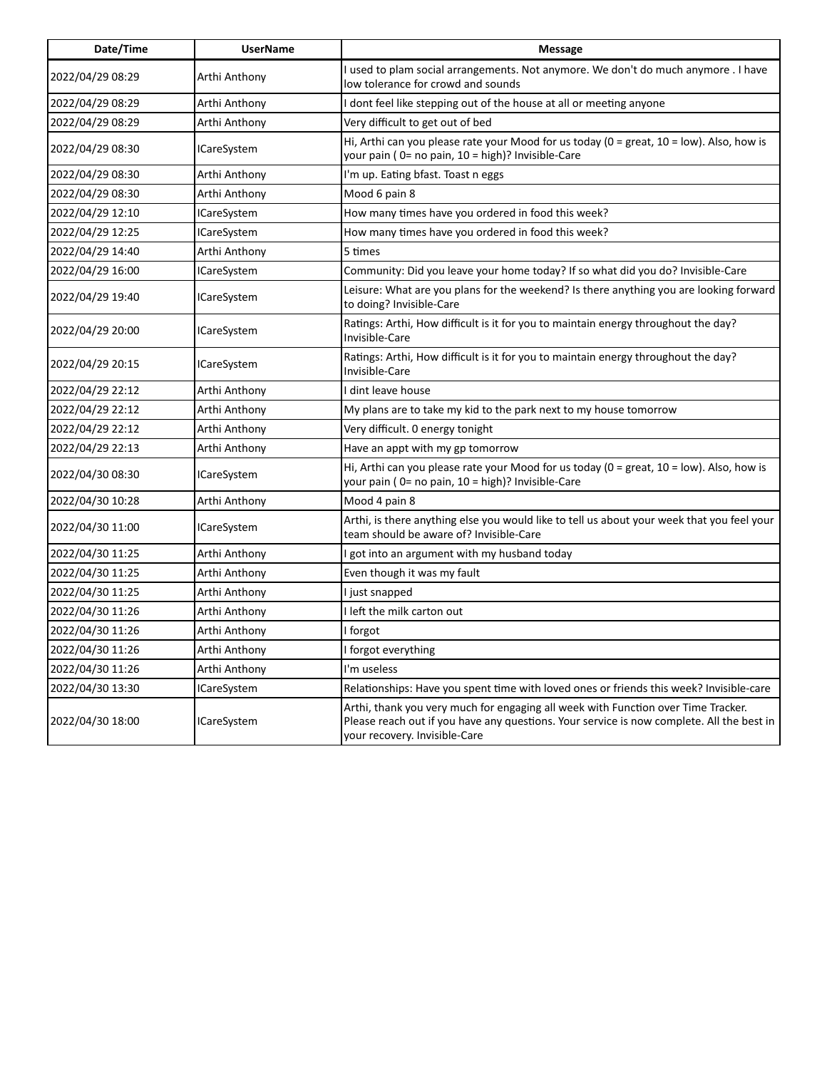| Date/Time | UserName | Message |
|---|---|---|
| 2022/04/29 08:29 | Arthi Anthony | I used to plam social arrangements. Not anymore. We don't do much anymore . I have low tolerance for crowd and sounds |
| 2022/04/29 08:29 | Arthi Anthony | I dont feel like stepping out of the house at all or meeting anyone |
| 2022/04/29 08:29 | Arthi Anthony | Very difficult to get out of bed |
| 2022/04/29 08:30 | ICareSystem | Hi, Arthi can you please rate your Mood for us today (0 = great, 10 = low). Also, how is your pain ( 0= no pain, 10 = high)? Invisible-Care |
| 2022/04/29 08:30 | Arthi Anthony | I'm up. Eating bfast. Toast n eggs |
| 2022/04/29 08:30 | Arthi Anthony | Mood 6 pain 8 |
| 2022/04/29 12:10 | ICareSystem | How many times have you ordered in food this week? |
| 2022/04/29 12:25 | ICareSystem | How many times have you ordered in food this week? |
| 2022/04/29 14:40 | Arthi Anthony | 5 times |
| 2022/04/29 16:00 | ICareSystem | Community: Did you leave your home today? If so what did you do? Invisible-Care |
| 2022/04/29 19:40 | ICareSystem | Leisure: What are you plans for the weekend? Is there anything you are looking forward to doing? Invisible-Care |
| 2022/04/29 20:00 | ICareSystem | Ratings: Arthi, How difficult is it for you to maintain energy throughout the day? Invisible-Care |
| 2022/04/29 20:15 | ICareSystem | Ratings: Arthi, How difficult is it for you to maintain energy throughout the day? Invisible-Care |
| 2022/04/29 22:12 | Arthi Anthony | I dint leave house |
| 2022/04/29 22:12 | Arthi Anthony | My plans are to take my kid to the park next to my house tomorrow |
| 2022/04/29 22:12 | Arthi Anthony | Very difficult. 0 energy tonight |
| 2022/04/29 22:13 | Arthi Anthony | Have an appt with my gp tomorrow |
| 2022/04/30 08:30 | ICareSystem | Hi, Arthi can you please rate your Mood for us today (0 = great, 10 = low). Also, how is your pain ( 0= no pain, 10 = high)? Invisible-Care |
| 2022/04/30 10:28 | Arthi Anthony | Mood 4 pain 8 |
| 2022/04/30 11:00 | ICareSystem | Arthi, is there anything else you would like to tell us about your week that you feel your team should be aware of? Invisible-Care |
| 2022/04/30 11:25 | Arthi Anthony | I got into an argument with my husband today |
| 2022/04/30 11:25 | Arthi Anthony | Even though it was my fault |
| 2022/04/30 11:25 | Arthi Anthony | I just snapped |
| 2022/04/30 11:26 | Arthi Anthony | I left the milk carton out |
| 2022/04/30 11:26 | Arthi Anthony | I forgot |
| 2022/04/30 11:26 | Arthi Anthony | I forgot everything |
| 2022/04/30 11:26 | Arthi Anthony | I'm useless |
| 2022/04/30 13:30 | ICareSystem | Relationships: Have you spent time with loved ones or friends this week? Invisible-care |
| 2022/04/30 18:00 | ICareSystem | Arthi, thank you very much for engaging all week with Function over Time Tracker. Please reach out if you have any questions. Your service is now complete. All the best in your recovery. Invisible-Care |